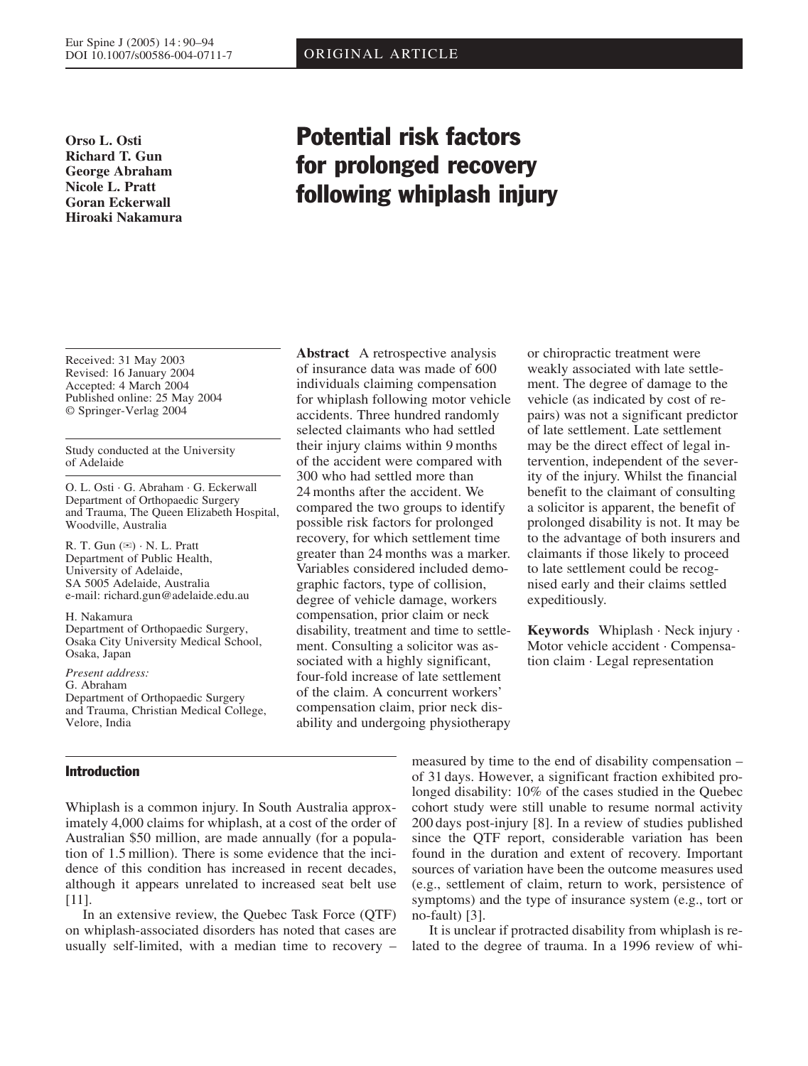ORIGINAL ARTICLE

**Orso L. Osti**
**Richard T. Gun**
**George Abraham**
**Nicole L. Pratt**
**Goran Eckerwall**
**Hiroaki Nakamura**

# Potential risk factors for prolonged recovery following whiplash injury

Received: 31 May 2003
Revised: 16 January 2004
Accepted: 4 March 2004
Published online: 25 May 2004
© Springer-Verlag 2004

Study conducted at the University of Adelaide

O. L. Osti · G. Abraham · G. Eckerwall
Department of Orthopaedic Surgery and Trauma, The Queen Elizabeth Hospital, Woodville, Australia

R. T. Gun (✉) · N. L. Pratt
Department of Public Health, University of Adelaide, SA 5005 Adelaide, Australia
e-mail: richard.gun@adelaide.edu.au

H. Nakamura
Department of Orthopaedic Surgery, Osaka City University Medical School, Osaka, Japan

*Present address:*
G. Abraham
Department of Orthopaedic Surgery and Trauma, Christian Medical College, Velore, India

**Abstract** A retrospective analysis of insurance data was made of 600 individuals claiming compensation for whiplash following motor vehicle accidents. Three hundred randomly selected claimants who had settled their injury claims within 9 months of the accident were compared with 300 who had settled more than 24 months after the accident. We compared the two groups to identify possible risk factors for prolonged recovery, for which settlement time greater than 24 months was a marker. Variables considered included demographic factors, type of collision, degree of vehicle damage, workers compensation, prior claim or neck disability, treatment and time to settlement. Consulting a solicitor was associated with a highly significant, four-fold increase of late settlement of the claim. A concurrent workers' compensation claim, prior neck disability and undergoing physiotherapy or chiropractic treatment were weakly associated with late settlement. The degree of damage to the vehicle (as indicated by cost of repairs) was not a significant predictor of late settlement. Late settlement may be the direct effect of legal intervention, independent of the severity of the injury. Whilst the financial benefit to the claimant of consulting a solicitor is apparent, the benefit of prolonged disability is not. It may be to the advantage of both insurers and claimants if those likely to proceed to late settlement could be recognised early and their claims settled expeditiously.

**Keywords** Whiplash · Neck injury · Motor vehicle accident · Compensation claim · Legal representation

## Introduction

Whiplash is a common injury. In South Australia approximately 4,000 claims for whiplash, at a cost of the order of Australian \$50 million, are made annually (for a population of 1.5 million). There is some evidence that the incidence of this condition has increased in recent decades, although it appears unrelated to increased seat belt use [11].

In an extensive review, the Quebec Task Force (QTF) on whiplash-associated disorders has noted that cases are usually self-limited, with a median time to recovery – measured by time to the end of disability compensation – of 31 days. However, a significant fraction exhibited prolonged disability: 10% of the cases studied in the Quebec cohort study were still unable to resume normal activity 200 days post-injury [8]. In a review of studies published since the QTF report, considerable variation has been found in the duration and extent of recovery. Important sources of variation have been the outcome measures used (e.g., settlement of claim, return to work, persistence of symptoms) and the type of insurance system (e.g., tort or no-fault) [3].

It is unclear if protracted disability from whiplash is related to the degree of trauma. In a 1996 review of whi-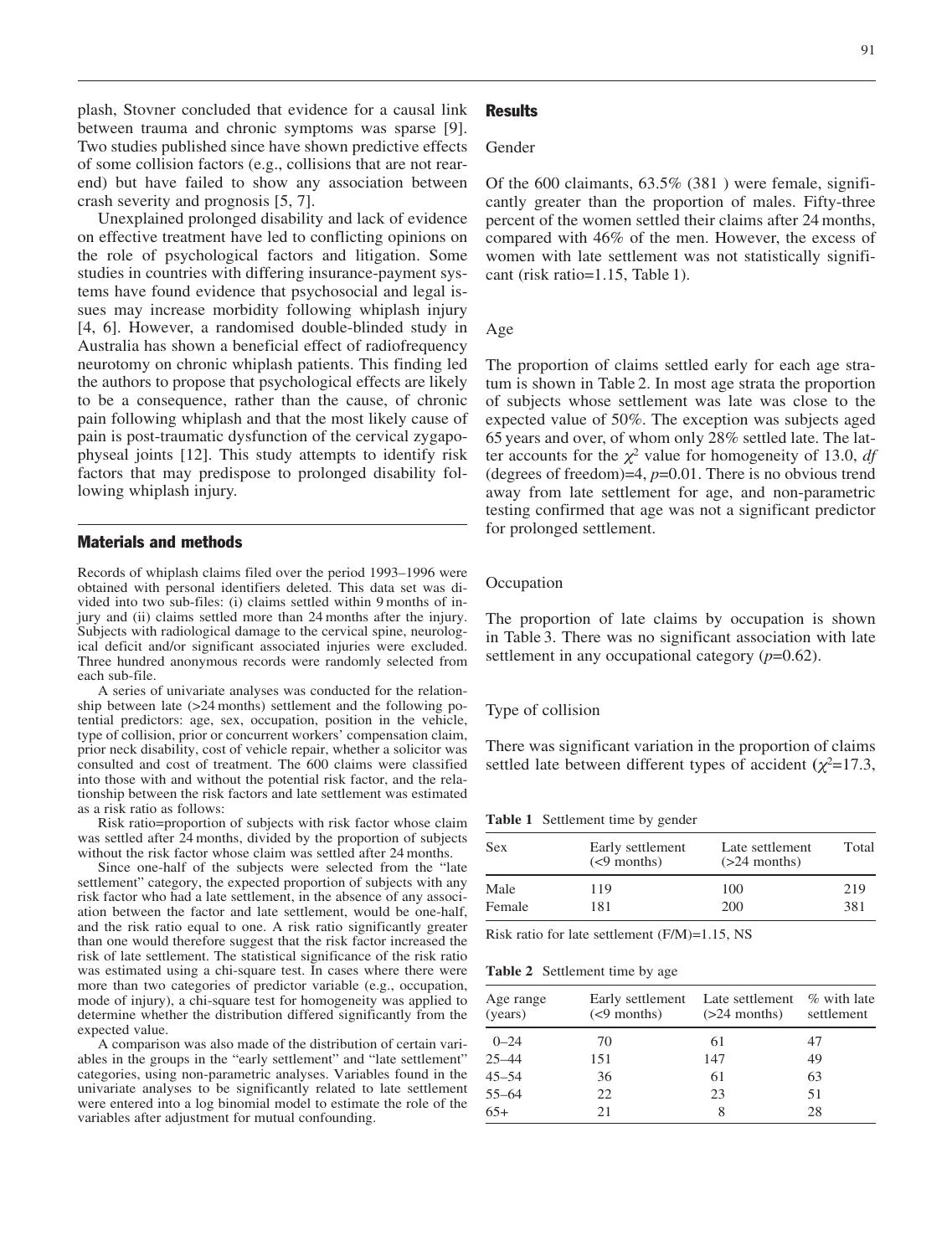plash, Stovner concluded that evidence for a causal link between trauma and chronic symptoms was sparse [9]. Two studies published since have shown predictive effects of some collision factors (e.g., collisions that are not rear-end) but have failed to show any association between crash severity and prognosis [5, 7].

Unexplained prolonged disability and lack of evidence on effective treatment have led to conflicting opinions on the role of psychological factors and litigation. Some studies in countries with differing insurance-payment systems have found evidence that psychosocial and legal issues may increase morbidity following whiplash injury [4, 6]. However, a randomised double-blinded study in Australia has shown a beneficial effect of radiofrequency neurotomy on chronic whiplash patients. This finding led the authors to propose that psychological effects are likely to be a consequence, rather than the cause, of chronic pain following whiplash and that the most likely cause of pain is post-traumatic dysfunction of the cervical zygapophyseal joints [12]. This study attempts to identify risk factors that may predispose to prolonged disability following whiplash injury.

## Materials and methods

Records of whiplash claims filed over the period 1993–1996 were obtained with personal identifiers deleted. This data set was divided into two sub-files: (i) claims settled within 9 months of injury and (ii) claims settled more than 24 months after the injury. Subjects with radiological damage to the cervical spine, neurological deficit and/or significant associated injuries were excluded. Three hundred anonymous records were randomly selected from each sub-file.

A series of univariate analyses was conducted for the relationship between late (>24 months) settlement and the following potential predictors: age, sex, occupation, position in the vehicle, type of collision, prior or concurrent workers' compensation claim, prior neck disability, cost of vehicle repair, whether a solicitor was consulted and cost of treatment. The 600 claims were classified into those with and without the potential risk factor, and the relationship between the risk factors and late settlement was estimated as a risk ratio as follows:

Risk ratio=proportion of subjects with risk factor whose claim was settled after 24 months, divided by the proportion of subjects without the risk factor whose claim was settled after 24 months.

Since one-half of the subjects were selected from the "late settlement" category, the expected proportion of subjects with any risk factor who had a late settlement, in the absence of any association between the factor and late settlement, would be one-half, and the risk ratio equal to one. A risk ratio significantly greater than one would therefore suggest that the risk factor increased the risk of late settlement. The statistical significance of the risk ratio was estimated using a chi-square test. In cases where there were more than two categories of predictor variable (e.g., occupation, mode of injury), a chi-square test for homogeneity was applied to determine whether the distribution differed significantly from the expected value.

A comparison was also made of the distribution of certain variables in the groups in the "early settlement" and "late settlement" categories, using non-parametric analyses. Variables found in the univariate analyses to be significantly related to late settlement were entered into a log binomial model to estimate the role of the variables after adjustment for mutual confounding.

## Results

### Gender

Of the 600 claimants, 63.5% (381 ) were female, significantly greater than the proportion of males. Fifty-three percent of the women settled their claims after 24 months, compared with 46% of the men. However, the excess of women with late settlement was not statistically significant (risk ratio=1.15, Table 1).

### Age

The proportion of claims settled early for each age stratum is shown in Table 2. In most age strata the proportion of subjects whose settlement was late was close to the expected value of 50%. The exception was subjects aged 65 years and over, of whom only 28% settled late. The latter accounts for the $\chi^2$ value for homogeneity of 13.0, *df* (degrees of freedom)=4, $p$=0.01. There is no obvious trend away from late settlement for age, and non-parametric testing confirmed that age was not a significant predictor for prolonged settlement.

### Occupation

The proportion of late claims by occupation is shown in Table 3. There was no significant association with late settlement in any occupational category ($p$=0.62).

### Type of collision

There was significant variation in the proportion of claims settled late between different types of accident ($\chi^2$=17.3,

**Table 1** Settlement time by gender

| Sex | Early settlement (<9 months) | Late settlement (>24 months) | Total |
|---|---|---|---|
| Male | 119 | 100 | 219 |
| Female | 181 | 200 | 381 |

Risk ratio for late settlement (F/M)=1.15, NS

**Table 2** Settlement time by age

| Age range (years) | Early settlement (<9 months) | Late settlement (>24 months) | % with late settlement |
|---|---|---|---|
| 0–24 | 70 | 61 | 47 |
| 25–44 | 151 | 147 | 49 |
| 45–54 | 36 | 61 | 63 |
| 55–64 | 22 | 23 | 51 |
| 65+ | 21 | 8 | 28 |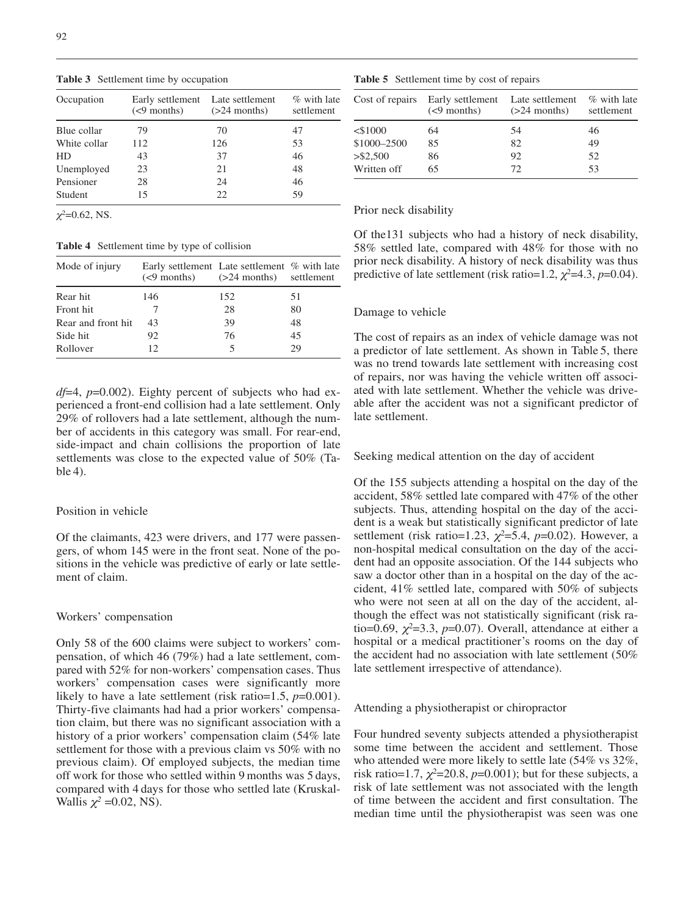**Table 3** Settlement time by occupation

| Occupation | Early settlement (<9 months) | Late settlement (>24 months) | % with late settlement |
|---|---|---|---|
| Blue collar | 79 | 70 | 47 |
| White collar | 112 | 126 | 53 |
| HD | 43 | 37 | 46 |
| Unemployed | 23 | 21 | 48 |
| Pensioner | 28 | 24 | 46 |
| Student | 15 | 22 | 59 |

$\chi^2$=0.62, NS.

**Table 4** Settlement time by type of collision

| Mode of injury | Early settlement (<9 months) | Late settlement (>24 months) | % with late settlement |
|---|---|---|---|
| Rear hit | 146 | 152 | 51 |
| Front hit | 7 | 28 | 80 |
| Rear and front hit | 43 | 39 | 48 |
| Side hit | 92 | 76 | 45 |
| Rollover | 12 | 5 | 29 |

*df*=4, *p*=0.002). Eighty percent of subjects who had experienced a front-end collision had a late settlement. Only 29% of rollovers had a late settlement, although the number of accidents in this category was small. For rear-end, side-impact and chain collisions the proportion of late settlements was close to the expected value of 50% (Table 4).

## Position in vehicle

Of the claimants, 423 were drivers, and 177 were passengers, of whom 145 were in the front seat. None of the positions in the vehicle was predictive of early or late settlement of claim.

## Workers' compensation

Only 58 of the 600 claims were subject to workers' compensation, of which 46 (79%) had a late settlement, compared with 52% for non-workers' compensation cases. Thus workers' compensation cases were significantly more likely to have a late settlement (risk ratio=1.5, *p*=0.001). Thirty-five claimants had had a prior workers' compensation claim, but there was no significant association with a history of a prior workers' compensation claim (54% late settlement for those with a previous claim vs 50% with no previous claim). Of employed subjects, the median time off work for those who settled within 9 months was 5 days, compared with 4 days for those who settled late (Kruskal-Wallis $\chi^2$ =0.02, NS).

**Table 5** Settlement time by cost of repairs

| Cost of repairs | Early settlement (<9 months) | Late settlement (>24 months) | % with late settlement |
|---|---|---|---|
| <$1000 | 64 | 54 | 46 |
| $1000–2500 | 85 | 82 | 49 |
| >$2,500 | 86 | 92 | 52 |
| Written off | 65 | 72 | 53 |

## Prior neck disability

Of the131 subjects who had a history of neck disability, 58% settled late, compared with 48% for those with no prior neck disability. A history of neck disability was thus predictive of late settlement (risk ratio=1.2, $\chi^2$=4.3, *p*=0.04).

## Damage to vehicle

The cost of repairs as an index of vehicle damage was not a predictor of late settlement. As shown in Table 5, there was no trend towards late settlement with increasing cost of repairs, nor was having the vehicle written off associated with late settlement. Whether the vehicle was driveable after the accident was not a significant predictor of late settlement.

## Seeking medical attention on the day of accident

Of the 155 subjects attending a hospital on the day of the accident, 58% settled late compared with 47% of the other subjects. Thus, attending hospital on the day of the accident is a weak but statistically significant predictor of late settlement (risk ratio=1.23, $\chi^2$=5.4, *p*=0.02). However, a non-hospital medical consultation on the day of the accident had an opposite association. Of the 144 subjects who saw a doctor other than in a hospital on the day of the accident, 41% settled late, compared with 50% of subjects who were not seen at all on the day of the accident, although the effect was not statistically significant (risk ratio=0.69, $\chi^2$=3.3, *p*=0.07). Overall, attendance at either a hospital or a medical practitioner's rooms on the day of the accident had no association with late settlement (50% late settlement irrespective of attendance).

## Attending a physiotherapist or chiropractor

Four hundred seventy subjects attended a physiotherapist some time between the accident and settlement. Those who attended were more likely to settle late (54% vs 32%, risk ratio=1.7, $\chi^2$=20.8, *p*=0.001); but for these subjects, a risk of late settlement was not associated with the length of time between the accident and first consultation. The median time until the physiotherapist was seen was one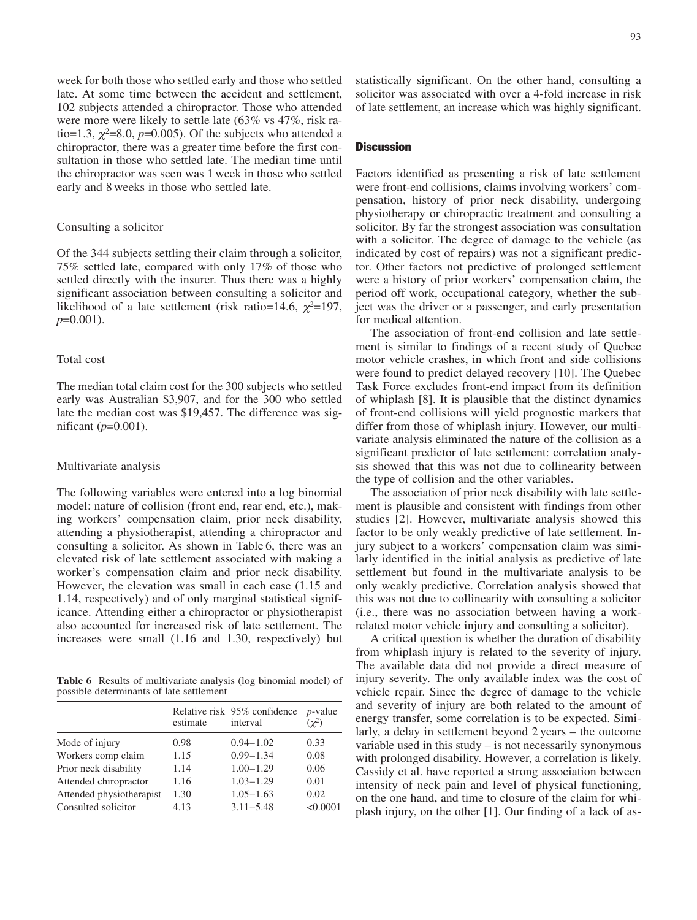week for both those who settled early and those who settled late. At some time between the accident and settlement, 102 subjects attended a chiropractor. Those who attended were more were likely to settle late (63% vs 47%, risk ratio=1.3, $\chi^2$=8.0, $p$=0.005). Of the subjects who attended a chiropractor, there was a greater time before the first consultation in those who settled late. The median time until the chiropractor was seen was 1 week in those who settled early and 8 weeks in those who settled late.

### Consulting a solicitor

Of the 344 subjects settling their claim through a solicitor, 75% settled late, compared with only 17% of those who settled directly with the insurer. Thus there was a highly significant association between consulting a solicitor and likelihood of a late settlement (risk ratio=14.6, $\chi^2$=197, $p$=0.001).

### Total cost

The median total claim cost for the 300 subjects who settled early was Australian $3,907, and for the 300 who settled late the median cost was $19,457. The difference was significant ($p$=0.001).

### Multivariate analysis

The following variables were entered into a log binomial model: nature of collision (front end, rear end, etc.), making workers' compensation claim, prior neck disability, attending a physiotherapist, attending a chiropractor and consulting a solicitor. As shown in Table 6, there was an elevated risk of late settlement associated with making a worker's compensation claim and prior neck disability. However, the elevation was small in each case (1.15 and 1.14, respectively) and of only marginal statistical significance. Attending either a chiropractor or physiotherapist also accounted for increased risk of late settlement. The increases were small (1.16 and 1.30, respectively) but statistically significant. On the other hand, consulting a solicitor was associated with over a 4-fold increase in risk of late settlement, an increase which was highly significant.

**Table 6** Results of multivariate analysis (log binomial model) of possible determinants of late settlement

| | Relative risk estimate | 95% confidence interval | $p$-value ($\chi^2$) |
|---|---|---|---|
| Mode of injury | 0.98 | 0.94–1.02 | 0.33 |
| Workers comp claim | 1.15 | 0.99–1.34 | 0.08 |
| Prior neck disability | 1.14 | 1.00–1.29 | 0.06 |
| Attended chiropractor | 1.16 | 1.03–1.29 | 0.01 |
| Attended physiotherapist | 1.30 | 1.05–1.63 | 0.02 |
| Consulted solicitor | 4.13 | 3.11–5.48 | <0.0001 |

## Discussion

Factors identified as presenting a risk of late settlement were front-end collisions, claims involving workers' compensation, history of prior neck disability, undergoing physiotherapy or chiropractic treatment and consulting a solicitor. By far the strongest association was consultation with a solicitor. The degree of damage to the vehicle (as indicated by cost of repairs) was not a significant predictor. Other factors not predictive of prolonged settlement were a history of prior workers' compensation claim, the period off work, occupational category, whether the subject was the driver or a passenger, and early presentation for medical attention.

The association of front-end collision and late settlement is similar to findings of a recent study of Quebec motor vehicle crashes, in which front and side collisions were found to predict delayed recovery [10]. The Quebec Task Force excludes front-end impact from its definition of whiplash [8]. It is plausible that the distinct dynamics of front-end collisions will yield prognostic markers that differ from those of whiplash injury. However, our multivariate analysis eliminated the nature of the collision as a significant predictor of late settlement: correlation analysis showed that this was not due to collinearity between the type of collision and the other variables.

The association of prior neck disability with late settlement is plausible and consistent with findings from other studies [2]. However, multivariate analysis showed this factor to be only weakly predictive of late settlement. Injury subject to a workers' compensation claim was similarly identified in the initial analysis as predictive of late settlement but found in the multivariate analysis to be only weakly predictive. Correlation analysis showed that this was not due to collinearity with consulting a solicitor (i.e., there was no association between having a work-related motor vehicle injury and consulting a solicitor).

A critical question is whether the duration of disability from whiplash injury is related to the severity of injury. The available data did not provide a direct measure of injury severity. The only available index was the cost of vehicle repair. Since the degree of damage to the vehicle and severity of injury are both related to the amount of energy transfer, some correlation is to be expected. Similarly, a delay in settlement beyond 2 years – the outcome variable used in this study – is not necessarily synonymous with prolonged disability. However, a correlation is likely. Cassidy et al. have reported a strong association between intensity of neck pain and level of physical functioning, on the one hand, and time to closure of the claim for whiplash injury, on the other [1]. Our finding of a lack of as-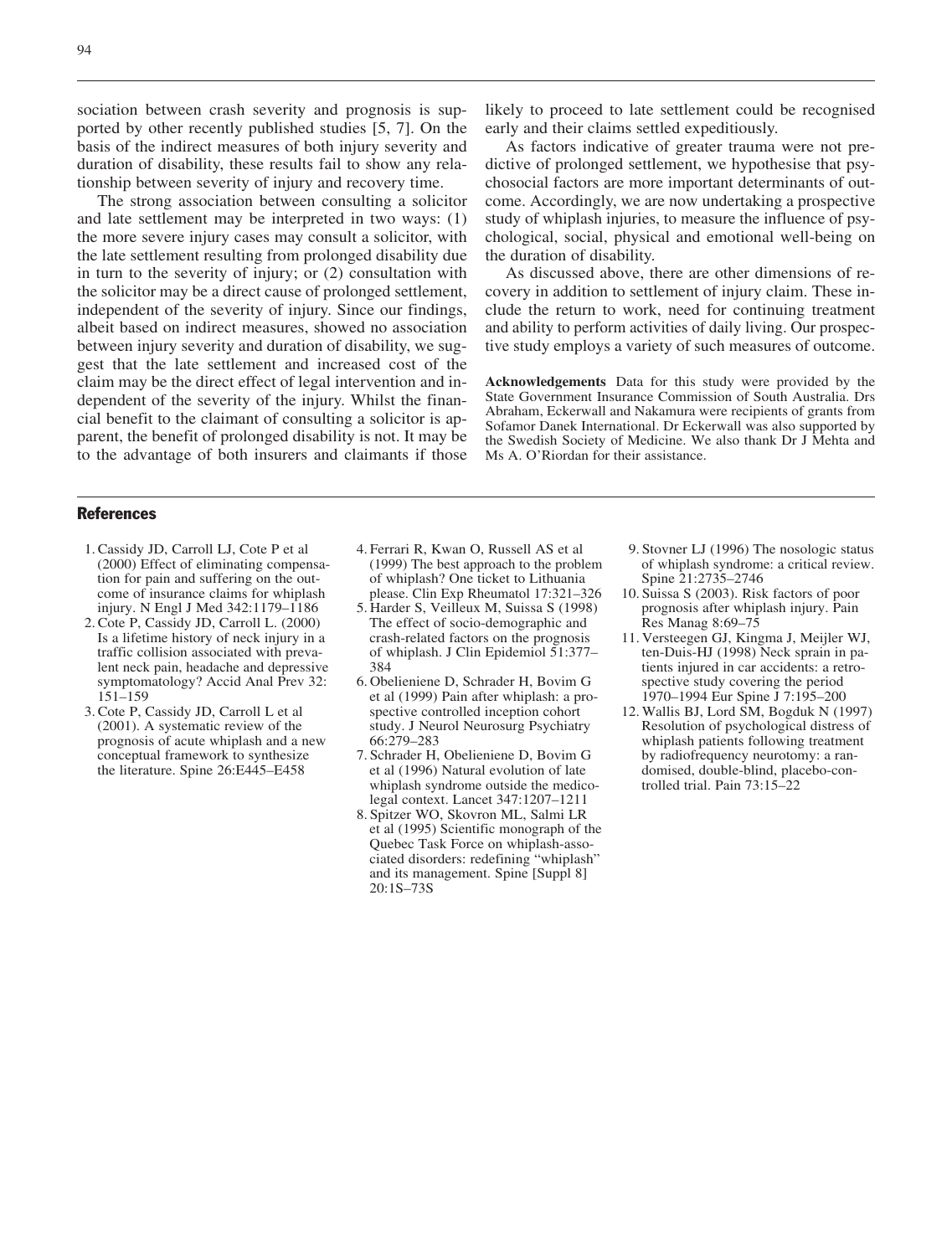sociation between crash severity and prognosis is supported by other recently published studies [5, 7]. On the basis of the indirect measures of both injury severity and duration of disability, these results fail to show any relationship between severity of injury and recovery time.

The strong association between consulting a solicitor and late settlement may be interpreted in two ways: (1) the more severe injury cases may consult a solicitor, with the late settlement resulting from prolonged disability due in turn to the severity of injury; or (2) consultation with the solicitor may be a direct cause of prolonged settlement, independent of the severity of injury. Since our findings, albeit based on indirect measures, showed no association between injury severity and duration of disability, we suggest that the late settlement and increased cost of the claim may be the direct effect of legal intervention and independent of the severity of the injury. Whilst the financial benefit to the claimant of consulting a solicitor is apparent, the benefit of prolonged disability is not. It may be to the advantage of both insurers and claimants if those likely to proceed to late settlement could be recognised early and their claims settled expeditiously.

As factors indicative of greater trauma were not predictive of prolonged settlement, we hypothesise that psychosocial factors are more important determinants of outcome. Accordingly, we are now undertaking a prospective study of whiplash injuries, to measure the influence of psychological, social, physical and emotional well-being on the duration of disability.

As discussed above, there are other dimensions of recovery in addition to settlement of injury claim. These include the return to work, need for continuing treatment and ability to perform activities of daily living. Our prospective study employs a variety of such measures of outcome.

**Acknowledgements** Data for this study were provided by the State Government Insurance Commission of South Australia. Drs Abraham, Eckerwall and Nakamura were recipients of grants from Sofamor Danek International. Dr Eckerwall was also supported by the Swedish Society of Medicine. We also thank Dr J Mehta and Ms A. O'Riordan for their assistance.

## References

1. Cassidy JD, Carroll LJ, Cote P et al (2000) Effect of eliminating compensation for pain and suffering on the outcome of insurance claims for whiplash injury. N Engl J Med 342:1179–1186
2. Cote P, Cassidy JD, Carroll L. (2000) Is a lifetime history of neck injury in a traffic collision associated with prevalent neck pain, headache and depressive symptomatology? Accid Anal Prev 32: 151–159
3. Cote P, Cassidy JD, Carroll L et al (2001). A systematic review of the prognosis of acute whiplash and a new conceptual framework to synthesize the literature. Spine 26:E445–E458
4. Ferrari R, Kwan O, Russell AS et al (1999) The best approach to the problem of whiplash? One ticket to Lithuania please. Clin Exp Rheumatol 17:321–326
5. Harder S, Veilleux M, Suissa S (1998) The effect of socio-demographic and crash-related factors on the prognosis of whiplash. J Clin Epidemiol 51:377–384
6. Obelieniene D, Schrader H, Bovim G et al (1999) Pain after whiplash: a prospective controlled inception cohort study. J Neurol Neurosurg Psychiatry 66:279–283
7. Schrader H, Obelieniene D, Bovim G et al (1996) Natural evolution of late whiplash syndrome outside the medicolegal context. Lancet 347:1207–1211
8. Spitzer WO, Skovron ML, Salmi LR et al (1995) Scientific monograph of the Quebec Task Force on whiplash-associated disorders: redefining "whiplash" and its management. Spine [Suppl 8] 20:1S–73S
9. Stovner LJ (1996) The nosologic status of whiplash syndrome: a critical review. Spine 21:2735–2746
10. Suissa S (2003). Risk factors of poor prognosis after whiplash injury. Pain Res Manag 8:69–75
11. Versteegen GJ, Kingma J, Meijler WJ, ten-Duis-HJ (1998) Neck sprain in patients injured in car accidents: a retrospective study covering the period 1970–1994 Eur Spine J 7:195–200
12. Wallis BJ, Lord SM, Bogduk N (1997) Resolution of psychological distress of whiplash patients following treatment by radiofrequency neurotomy: a randomised, double-blind, placebo-controlled trial. Pain 73:15–22